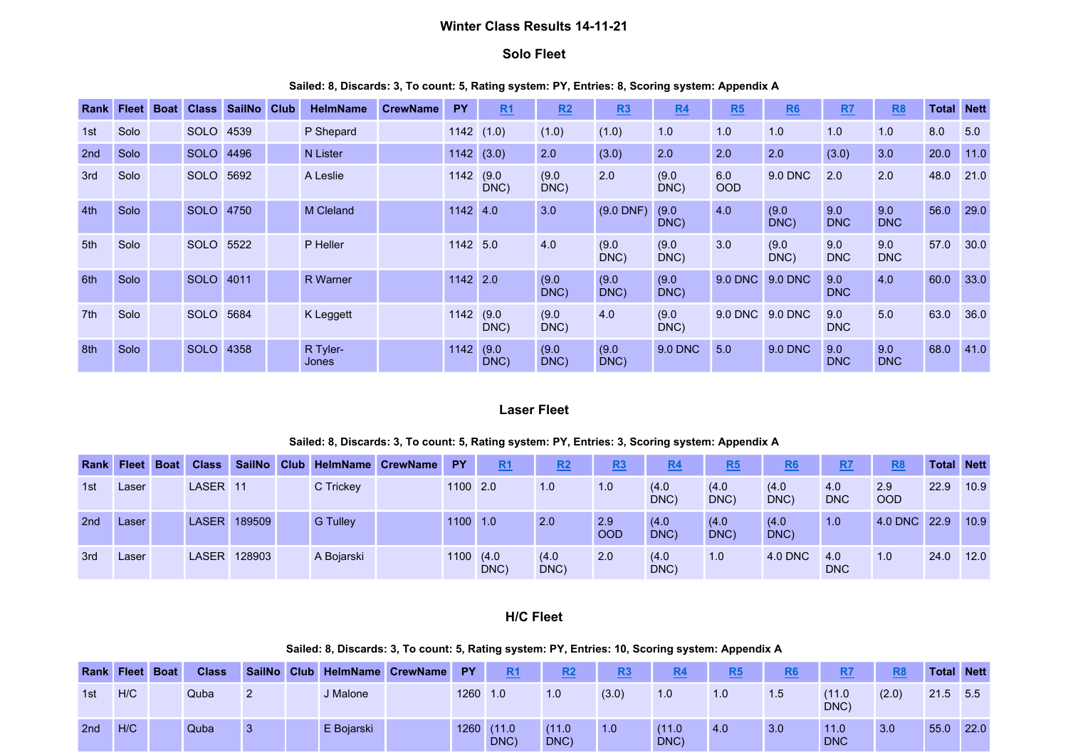# Winter Class Results 14-11-21

## Solo Fleet

**Sailed: 8, Discards: 3, To count: 5, Rating system: PY, Entries: 8, Scoring system: Appendix A**

| Rank | Fleet | Boat | Class | SailNo | Club | HelmName | CrewName | PY | R1 | R2 | R3 | R4 | R5 | R6 | R7 | R8 | Total | Nett |
|---|---|---|---|---|---|---|---|---|---|---|---|---|---|---|---|---|---|---|
| 1st | Solo | | SOLO | 4539 | | P Shepard | | 1142 | (1.0) | (1.0) | (1.0) | 1.0 | 1.0 | 1.0 | 1.0 | 1.0 | 8.0 | 5.0 |
| 2nd | Solo | | SOLO | 4496 | | N Lister | | 1142 | (3.0) | 2.0 | (3.0) | 2.0 | 2.0 | 2.0 | (3.0) | 3.0 | 20.0 | 11.0 |
| 3rd | Solo | | SOLO | 5692 | | A Leslie | | 1142 | (9.0 DNC) | (9.0 DNC) | 2.0 | (9.0 DNC) | 6.0 OOD | 9.0 DNC | 2.0 | 2.0 | 48.0 | 21.0 |
| 4th | Solo | | SOLO | 4750 | | M Cleland | | 1142 | 4.0 | 3.0 | (9.0 DNF) | (9.0 DNC) | 4.0 | (9.0 DNC) | 9.0 DNC | 9.0 DNC | 56.0 | 29.0 |
| 5th | Solo | | SOLO | 5522 | | P Heller | | 1142 | 5.0 | 4.0 | (9.0 DNC) | (9.0 DNC) | 3.0 | (9.0 DNC) | 9.0 DNC | 9.0 DNC | 57.0 | 30.0 |
| 6th | Solo | | SOLO | 4011 | | R Warner | | 1142 | 2.0 | (9.0 DNC) | (9.0 DNC) | (9.0 DNC) | 9.0 DNC | 9.0 DNC | 9.0 DNC | 4.0 | 60.0 | 33.0 |
| 7th | Solo | | SOLO | 5684 | | K Leggett | | 1142 | (9.0 DNC) | (9.0 DNC) | 4.0 | (9.0 DNC) | 9.0 DNC | 9.0 DNC | 9.0 DNC | 5.0 | 63.0 | 36.0 |
| 8th | Solo | | SOLO | 4358 | | R Tyler-Jones | | 1142 | (9.0 DNC) | (9.0 DNC) | (9.0 DNC) | 9.0 DNC | 5.0 | 9.0 DNC | 9.0 DNC | 9.0 DNC | 68.0 | 41.0 |

## Laser Fleet

**Sailed: 8, Discards: 3, To count: 5, Rating system: PY, Entries: 3, Scoring system: Appendix A**

| Rank | Fleet | Boat | Class | SailNo | Club | HelmName | CrewName | PY | R1 | R2 | R3 | R4 | R5 | R6 | R7 | R8 | Total | Nett |
|---|---|---|---|---|---|---|---|---|---|---|---|---|---|---|---|---|---|---|
| 1st | Laser | | LASER | 11 | | C Trickey | | 1100 | 2.0 | 1.0 | 1.0 | (4.0 DNC) | (4.0 DNC) | (4.0 DNC) | 4.0 DNC | 2.9 OOD | 22.9 | 10.9 |
| 2nd | Laser | | LASER | 189509 | | G Tulley | | 1100 | 1.0 | 2.0 | 2.9 OOD | (4.0 DNC) | (4.0 DNC) | (4.0 DNC) | 1.0 | 4.0 DNC | 22.9 | 10.9 |
| 3rd | Laser | | LASER | 128903 | | A Bojarski | | 1100 | (4.0 DNC) | (4.0 DNC) | 2.0 | (4.0 DNC) | 1.0 | 4.0 DNC | 4.0 DNC | 1.0 | 24.0 | 12.0 |

## H/C Fleet

**Sailed: 8, Discards: 3, To count: 5, Rating system: PY, Entries: 10, Scoring system: Appendix A**

| Rank | Fleet | Boat | Class | SailNo | Club | HelmName | CrewName | PY | R1 | R2 | R3 | R4 | R5 | R6 | R7 | R8 | Total | Nett |
|---|---|---|---|---|---|---|---|---|---|---|---|---|---|---|---|---|---|---|
| 1st | H/C | | Quba | 2 | | J Malone | | 1260 | 1.0 | 1.0 | (3.0) | 1.0 | 1.0 | 1.5 | (11.0 DNC) | (2.0) | 21.5 | 5.5 |
| 2nd | H/C | | Quba | 3 | | E Bojarski | | 1260 | (11.0 DNC) | (11.0 DNC) | 1.0 | (11.0 DNC) | 4.0 | 3.0 | 11.0 DNC | 3.0 | 55.0 | 22.0 |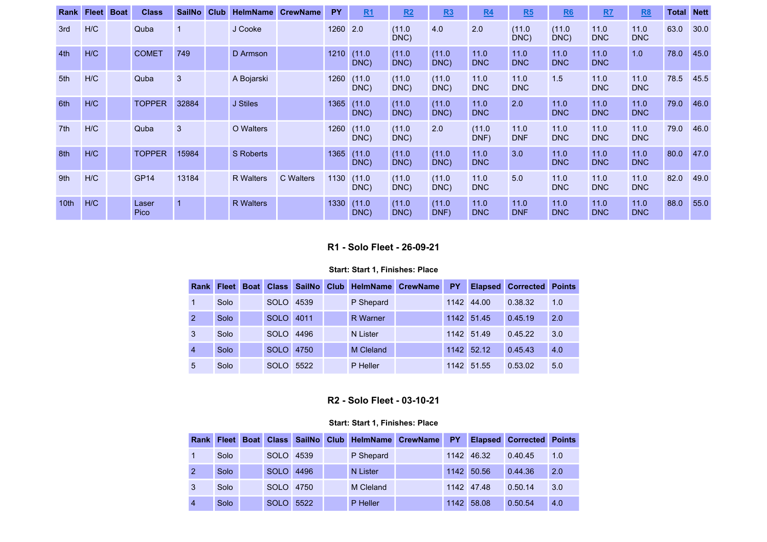| Rank | Fleet | Boat | Class | SailNo | Club | HelmName | CrewName | PY | R1 | R2 | R3 | R4 | R5 | R6 | R7 | R8 | Total | Nett |
|---|---|---|---|---|---|---|---|---|---|---|---|---|---|---|---|---|---|---|
| 3rd | H/C | | Quba | 1 | | J Cooke | | 1260 | 2.0 | (11.0 DNC) | 4.0 | 2.0 | (11.0 DNC) | (11.0 DNC) | 11.0 DNC | 11.0 DNC | 63.0 | 30.0 |
| 4th | H/C | | COMET | 749 | | D Armson | | 1210 | (11.0 DNC) | (11.0 DNC) | (11.0 DNC) | 11.0 DNC | 11.0 DNC | 11.0 DNC | 11.0 DNC | 1.0 | 78.0 | 45.0 |
| 5th | H/C | | Quba | 3 | | A Bojarski | | 1260 | (11.0 DNC) | (11.0 DNC) | (11.0 DNC) | 11.0 DNC | 11.0 DNC | 1.5 | 11.0 DNC | 11.0 DNC | 78.5 | 45.5 |
| 6th | H/C | | TOPPER | 32884 | | J Stiles | | 1365 | (11.0 DNC) | (11.0 DNC) | (11.0 DNC) | 11.0 DNC | 2.0 | 11.0 DNC | 11.0 DNC | 11.0 DNC | 79.0 | 46.0 |
| 7th | H/C | | Quba | 3 | | O Walters | | 1260 | (11.0 DNC) | (11.0 DNC) | 2.0 | (11.0 DNF) | 11.0 DNF | 11.0 DNC | 11.0 DNC | 11.0 DNC | 79.0 | 46.0 |
| 8th | H/C | | TOPPER | 15984 | | S Roberts | | 1365 | (11.0 DNC) | (11.0 DNC) | (11.0 DNC) | 11.0 DNC | 3.0 | 11.0 DNC | 11.0 DNC | 11.0 DNC | 80.0 | 47.0 |
| 9th | H/C | | GP14 | 13184 | | R Walters | C Walters | 1130 | (11.0 DNC) | (11.0 DNC) | (11.0 DNC) | 11.0 DNC | 5.0 | 11.0 DNC | 11.0 DNC | 11.0 DNC | 82.0 | 49.0 |
| 10th | H/C | | Laser Pico | 1 | | R Walters | | 1330 | (11.0 DNC) | (11.0 DNC) | (11.0 DNF) | 11.0 DNC | 11.0 DNF | 11.0 DNC | 11.0 DNC | 11.0 DNC | 88.0 | 55.0 |

### R1 - Solo Fleet - 26-09-21

**Start: Start 1, Finishes: Place**

| Rank | Fleet | Boat | Class | SailNo | Club | HelmName | CrewName | PY | Elapsed | Corrected | Points |
|---|---|---|---|---|---|---|---|---|---|---|---|
| 1 | Solo | | SOLO | 4539 | | P Shepard | | 1142 | 44.00 | 0.38.32 | 1.0 |
| 2 | Solo | | SOLO | 4011 | | R Warner | | 1142 | 51.45 | 0.45.19 | 2.0 |
| 3 | Solo | | SOLO | 4496 | | N Lister | | 1142 | 51.49 | 0.45.22 | 3.0 |
| 4 | Solo | | SOLO | 4750 | | M Cleland | | 1142 | 52.12 | 0.45.43 | 4.0 |
| 5 | Solo | | SOLO | 5522 | | P Heller | | 1142 | 51.55 | 0.53.02 | 5.0 |

### R2 - Solo Fleet - 03-10-21

**Start: Start 1, Finishes: Place**

| Rank | Fleet | Boat | Class | SailNo | Club | HelmName | CrewName | PY | Elapsed | Corrected | Points |
|---|---|---|---|---|---|---|---|---|---|---|---|
| 1 | Solo | | SOLO | 4539 | | P Shepard | | 1142 | 46.32 | 0.40.45 | 1.0 |
| 2 | Solo | | SOLO | 4496 | | N Lister | | 1142 | 50.56 | 0.44.36 | 2.0 |
| 3 | Solo | | SOLO | 4750 | | M Cleland | | 1142 | 47.48 | 0.50.14 | 3.0 |
| 4 | Solo | | SOLO | 5522 | | P Heller | | 1142 | 58.08 | 0.50.54 | 4.0 |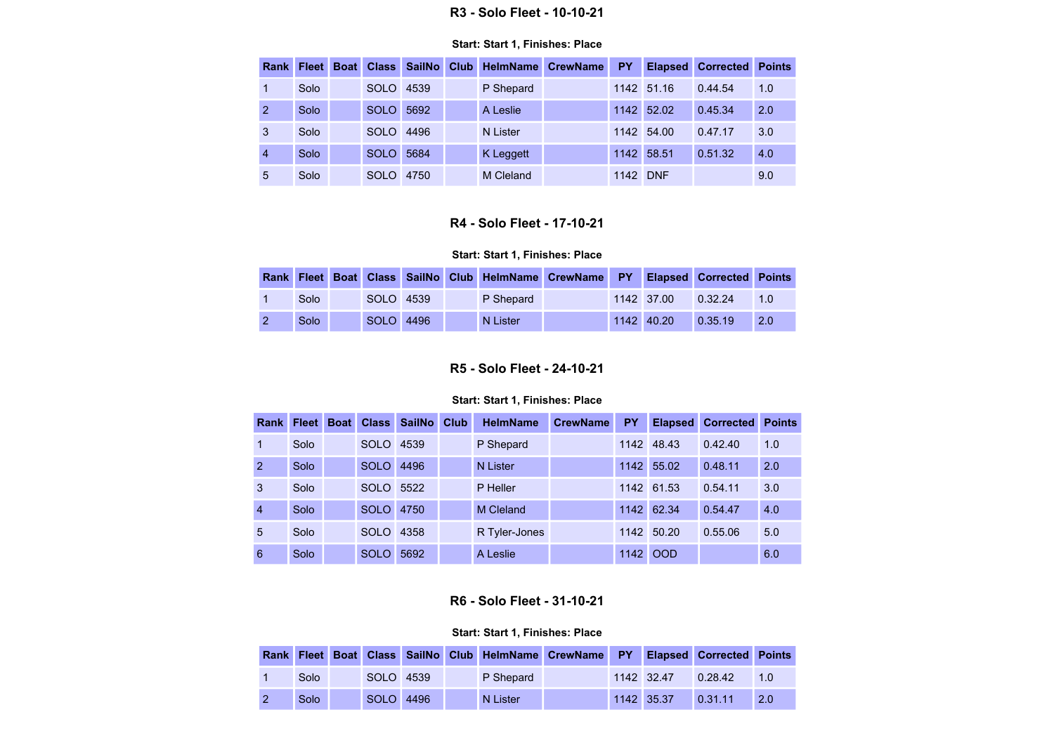## R3 - Solo Fleet - 10-10-21

**Start: Start 1, Finishes: Place**

| Rank | Fleet | Boat | Class | SailNo | Club | HelmName | CrewName | PY | Elapsed | Corrected | Points |
|---|---|---|---|---|---|---|---|---|---|---|---|
| 1 | Solo | | SOLO | 4539 | | P Shepard | | 1142 | 51.16 | 0.44.54 | 1.0 |
| 2 | Solo | | SOLO | 5692 | | A Leslie | | 1142 | 52.02 | 0.45.34 | 2.0 |
| 3 | Solo | | SOLO | 4496 | | N Lister | | 1142 | 54.00 | 0.47.17 | 3.0 |
| 4 | Solo | | SOLO | 5684 | | K Leggett | | 1142 | 58.51 | 0.51.32 | 4.0 |
| 5 | Solo | | SOLO | 4750 | | M Cleland | | 1142 | DNF | | 9.0 |

## R4 - Solo Fleet - 17-10-21

**Start: Start 1, Finishes: Place**

| Rank | Fleet | Boat | Class | SailNo | Club | HelmName | CrewName | PY | Elapsed | Corrected | Points |
|---|---|---|---|---|---|---|---|---|---|---|---|
| 1 | Solo | | SOLO | 4539 | | P Shepard | | 1142 | 37.00 | 0.32.24 | 1.0 |
| 2 | Solo | | SOLO | 4496 | | N Lister | | 1142 | 40.20 | 0.35.19 | 2.0 |

## R5 - Solo Fleet - 24-10-21

**Start: Start 1, Finishes: Place**

| Rank | Fleet | Boat | Class | SailNo | Club | HelmName | CrewName | PY | Elapsed | Corrected | Points |
|---|---|---|---|---|---|---|---|---|---|---|---|
| 1 | Solo | | SOLO | 4539 | | P Shepard | | 1142 | 48.43 | 0.42.40 | 1.0 |
| 2 | Solo | | SOLO | 4496 | | N Lister | | 1142 | 55.02 | 0.48.11 | 2.0 |
| 3 | Solo | | SOLO | 5522 | | P Heller | | 1142 | 61.53 | 0.54.11 | 3.0 |
| 4 | Solo | | SOLO | 4750 | | M Cleland | | 1142 | 62.34 | 0.54.47 | 4.0 |
| 5 | Solo | | SOLO | 4358 | | R Tyler-Jones | | 1142 | 50.20 | 0.55.06 | 5.0 |
| 6 | Solo | | SOLO | 5692 | | A Leslie | | 1142 | OOD | | 6.0 |

## R6 - Solo Fleet - 31-10-21

**Start: Start 1, Finishes: Place**

| Rank | Fleet | Boat | Class | SailNo | Club | HelmName | CrewName | PY | Elapsed | Corrected | Points |
|---|---|---|---|---|---|---|---|---|---|---|---|
| 1 | Solo | | SOLO | 4539 | | P Shepard | | 1142 | 32.47 | 0.28.42 | 1.0 |
| 2 | Solo | | SOLO | 4496 | | N Lister | | 1142 | 35.37 | 0.31.11 | 2.0 |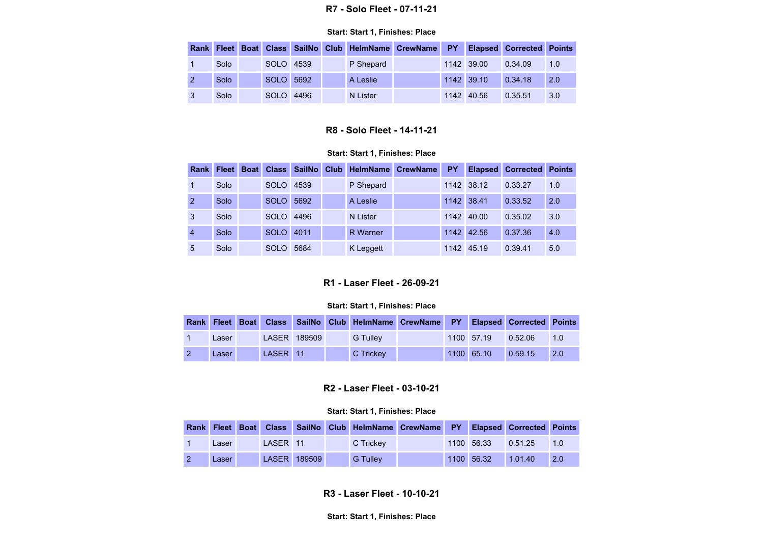## R7 - Solo Fleet - 07-11-21

**Start: Start 1, Finishes: Place**

| Rank | Fleet | Boat | Class | SailNo | Club | HelmName | CrewName | PY | Elapsed | Corrected | Points |
|---|---|---|---|---|---|---|---|---|---|---|---|
| 1 | Solo | | SOLO | 4539 | | P Shepard | | 1142 | 39.00 | 0.34.09 | 1.0 |
| 2 | Solo | | SOLO | 5692 | | A Leslie | | 1142 | 39.10 | 0.34.18 | 2.0 |
| 3 | Solo | | SOLO | 4496 | | N Lister | | 1142 | 40.56 | 0.35.51 | 3.0 |

## R8 - Solo Fleet - 14-11-21

**Start: Start 1, Finishes: Place**

| Rank | Fleet | Boat | Class | SailNo | Club | HelmName | CrewName | PY | Elapsed | Corrected | Points |
|---|---|---|---|---|---|---|---|---|---|---|---|
| 1 | Solo | | SOLO | 4539 | | P Shepard | | 1142 | 38.12 | 0.33.27 | 1.0 |
| 2 | Solo | | SOLO | 5692 | | A Leslie | | 1142 | 38.41 | 0.33.52 | 2.0 |
| 3 | Solo | | SOLO | 4496 | | N Lister | | 1142 | 40.00 | 0.35.02 | 3.0 |
| 4 | Solo | | SOLO | 4011 | | R Warner | | 1142 | 42.56 | 0.37.36 | 4.0 |
| 5 | Solo | | SOLO | 5684 | | K Leggett | | 1142 | 45.19 | 0.39.41 | 5.0 |

## R1 - Laser Fleet - 26-09-21

**Start: Start 1, Finishes: Place**

| Rank | Fleet | Boat | Class | SailNo | Club | HelmName | CrewName | PY | Elapsed | Corrected | Points |
|---|---|---|---|---|---|---|---|---|---|---|---|
| 1 | Laser | | LASER | 189509 | | G Tulley | | 1100 | 57.19 | 0.52.06 | 1.0 |
| 2 | Laser | | LASER | 11 | | C Trickey | | 1100 | 65.10 | 0.59.15 | 2.0 |

## R2 - Laser Fleet - 03-10-21

**Start: Start 1, Finishes: Place**

| Rank | Fleet | Boat | Class | SailNo | Club | HelmName | CrewName | PY | Elapsed | Corrected | Points |
|---|---|---|---|---|---|---|---|---|---|---|---|
| 1 | Laser | | LASER | 11 | | C Trickey | | 1100 | 56.33 | 0.51.25 | 1.0 |
| 2 | Laser | | LASER | 189509 | | G Tulley | | 1100 | 56.32 | 1.01.40 | 2.0 |

## R3 - Laser Fleet - 10-10-21

**Start: Start 1, Finishes: Place**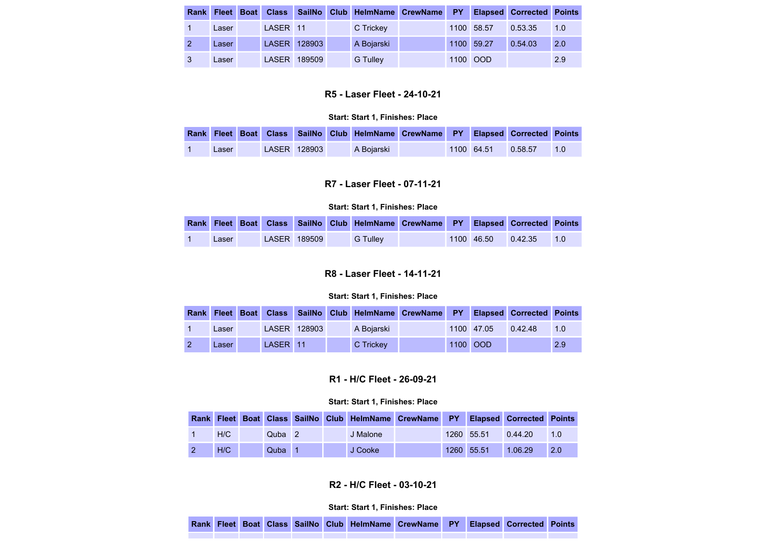| Rank | Fleet | Boat | Class | SailNo | Club | HelmName | CrewName | PY | Elapsed | Corrected | Points |
|---|---|---|---|---|---|---|---|---|---|---|---|
| 1 | Laser | | LASER | 11 | | C Trickey | | 1100 | 58.57 | 0.53.35 | 1.0 |
| 2 | Laser | | LASER | 128903 | | A Bojarski | | 1100 | 59.27 | 0.54.03 | 2.0 |
| 3 | Laser | | LASER | 189509 | | G Tulley | | 1100 | OOD | | 2.9 |

### R5 - Laser Fleet - 24-10-21

**Start: Start 1, Finishes: Place**

| Rank | Fleet | Boat | Class | SailNo | Club | HelmName | CrewName | PY | Elapsed | Corrected | Points |
|---|---|---|---|---|---|---|---|---|---|---|---|
| 1 | Laser | | LASER | 128903 | | A Bojarski | | 1100 | 64.51 | 0.58.57 | 1.0 |

### R7 - Laser Fleet - 07-11-21

**Start: Start 1, Finishes: Place**

| Rank | Fleet | Boat | Class | SailNo | Club | HelmName | CrewName | PY | Elapsed | Corrected | Points |
|---|---|---|---|---|---|---|---|---|---|---|---|
| 1 | Laser | | LASER | 189509 | | G Tulley | | 1100 | 46.50 | 0.42.35 | 1.0 |

### R8 - Laser Fleet - 14-11-21

**Start: Start 1, Finishes: Place**

| Rank | Fleet | Boat | Class | SailNo | Club | HelmName | CrewName | PY | Elapsed | Corrected | Points |
|---|---|---|---|---|---|---|---|---|---|---|---|
| 1 | Laser | | LASER | 128903 | | A Bojarski | | 1100 | 47.05 | 0.42.48 | 1.0 |
| 2 | Laser | | LASER | 11 | | C Trickey | | 1100 | OOD | | 2.9 |

### R1 - H/C Fleet - 26-09-21

**Start: Start 1, Finishes: Place**

| Rank | Fleet | Boat | Class | SailNo | Club | HelmName | CrewName | PY | Elapsed | Corrected | Points |
|---|---|---|---|---|---|---|---|---|---|---|---|
| 1 | H/C | | Quba | 2 | | J Malone | | 1260 | 55.51 | 0.44.20 | 1.0 |
| 2 | H/C | | Quba | 1 | | J Cooke | | 1260 | 55.51 | 1.06.29 | 2.0 |

### R2 - H/C Fleet - 03-10-21

**Start: Start 1, Finishes: Place**

| Rank | Fleet | Boat | Class | SailNo | Club | HelmName | CrewName | PY | Elapsed | Corrected | Points |
|---|---|---|---|---|---|---|---|---|---|---|---|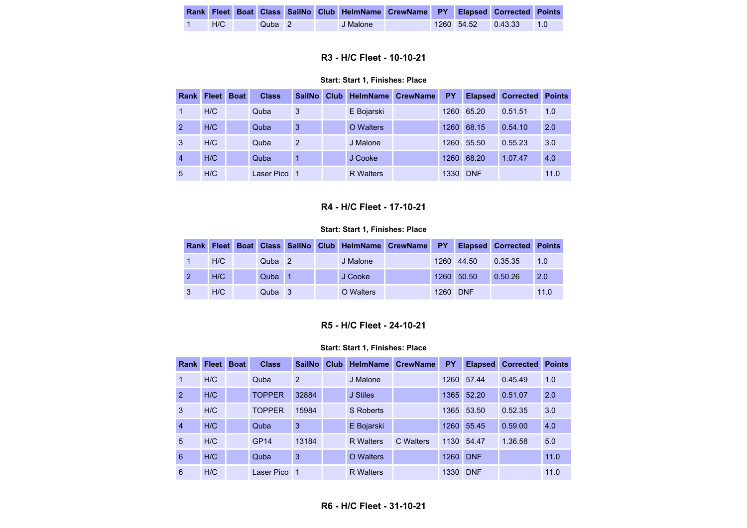| Rank | Fleet | Boat | Class | SailNo | Club | HelmName | CrewName | PY | Elapsed | Corrected | Points |
|---|---|---|---|---|---|---|---|---|---|---|---|
| 1 | H/C | | Quba | 2 | | J Malone | | 1260 | 54.52 | 0.43.33 | 1.0 |

### R3 - H/C Fleet - 10-10-21

**Start: Start 1, Finishes: Place**

| Rank | Fleet | Boat | Class | SailNo | Club | HelmName | CrewName | PY | Elapsed | Corrected | Points |
|---|---|---|---|---|---|---|---|---|---|---|---|
| 1 | H/C | | Quba | 3 | | E Bojarski | | 1260 | 65.20 | 0.51.51 | 1.0 |
| 2 | H/C | | Quba | 3 | | O Walters | | 1260 | 68.15 | 0.54.10 | 2.0 |
| 3 | H/C | | Quba | 2 | | J Malone | | 1260 | 55.50 | 0.55.23 | 3.0 |
| 4 | H/C | | Quba | 1 | | J Cooke | | 1260 | 68.20 | 1.07.47 | 4.0 |
| 5 | H/C | | Laser Pico | 1 | | R Walters | | 1330 | DNF | | 11.0 |

### R4 - H/C Fleet - 17-10-21

**Start: Start 1, Finishes: Place**

| Rank | Fleet | Boat | Class | SailNo | Club | HelmName | CrewName | PY | Elapsed | Corrected | Points |
|---|---|---|---|---|---|---|---|---|---|---|---|
| 1 | H/C | | Quba | 2 | | J Malone | | 1260 | 44.50 | 0.35.35 | 1.0 |
| 2 | H/C | | Quba | 1 | | J Cooke | | 1260 | 50.50 | 0.50.26 | 2.0 |
| 3 | H/C | | Quba | 3 | | O Walters | | 1260 | DNF | | 11.0 |

### R5 - H/C Fleet - 24-10-21

**Start: Start 1, Finishes: Place**

| Rank | Fleet | Boat | Class | SailNo | Club | HelmName | CrewName | PY | Elapsed | Corrected | Points |
|---|---|---|---|---|---|---|---|---|---|---|---|
| 1 | H/C | | Quba | 2 | | J Malone | | 1260 | 57.44 | 0.45.49 | 1.0 |
| 2 | H/C | | TOPPER | 32884 | | J Stiles | | 1365 | 52.20 | 0.51.07 | 2.0 |
| 3 | H/C | | TOPPER | 15984 | | S Roberts | | 1365 | 53.50 | 0.52.35 | 3.0 |
| 4 | H/C | | Quba | 3 | | E Bojarski | | 1260 | 55.45 | 0.59.00 | 4.0 |
| 5 | H/C | | GP14 | 13184 | | R Walters | C Walters | 1130 | 54.47 | 1.36.58 | 5.0 |
| 6 | H/C | | Quba | 3 | | O Walters | | 1260 | DNF | | 11.0 |
| 6 | H/C | | Laser Pico | 1 | | R Walters | | 1330 | DNF | | 11.0 |

### R6 - H/C Fleet - 31-10-21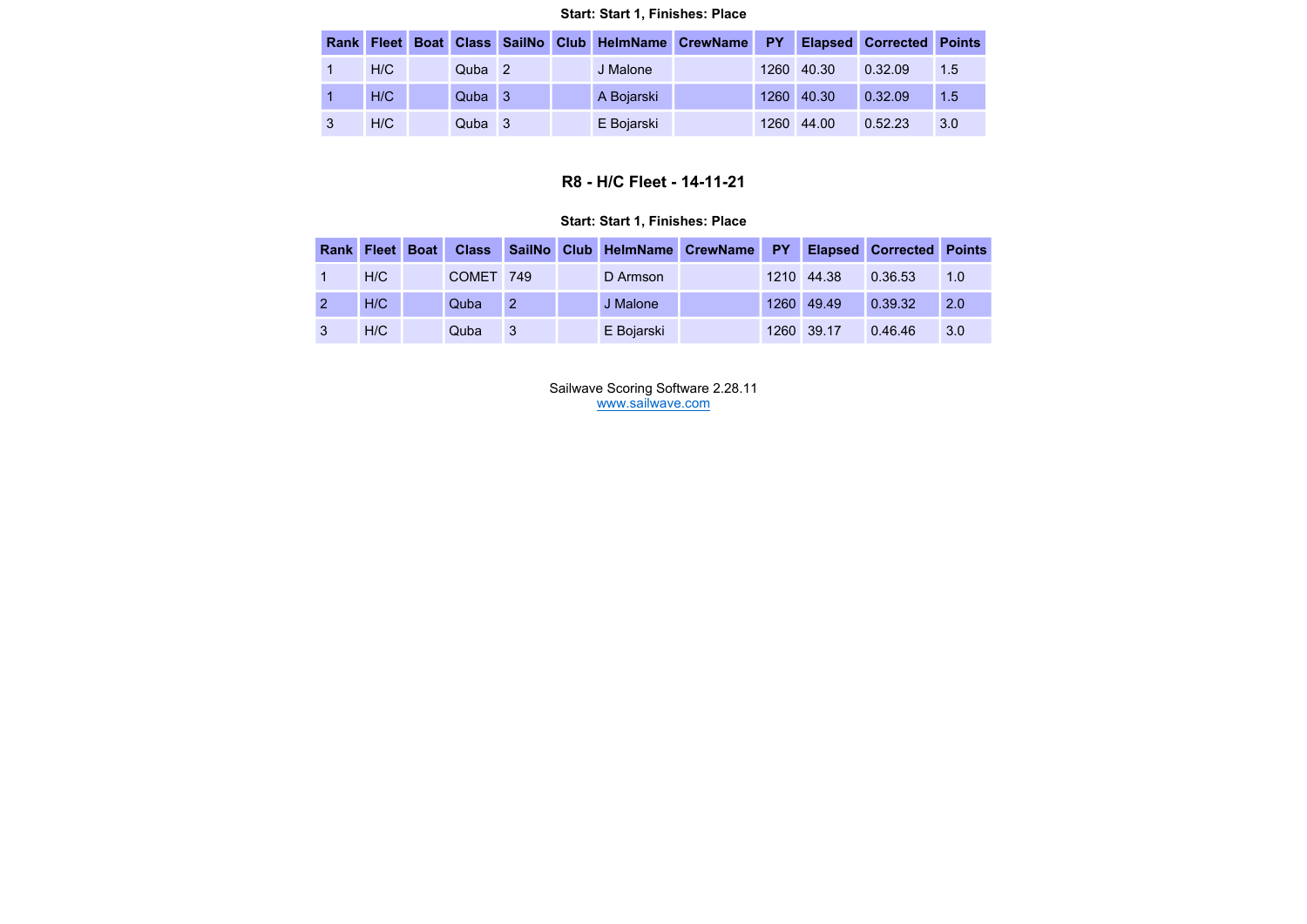**Start: Start 1, Finishes: Place**

| Rank | Fleet | Boat | Class | SailNo | Club | HelmName | CrewName | PY | Elapsed | Corrected | Points |
|---|---|---|---|---|---|---|---|---|---|---|---|
| 1 | H/C | | Quba | 2 | | J Malone | | 1260 | 40.30 | 0.32.09 | 1.5 |
| 1 | H/C | | Quba | 3 | | A Bojarski | | 1260 | 40.30 | 0.32.09 | 1.5 |
| 3 | H/C | | Quba | 3 | | E Bojarski | | 1260 | 44.00 | 0.52.23 | 3.0 |

### R8 - H/C Fleet - 14-11-21

**Start: Start 1, Finishes: Place**

| Rank | Fleet | Boat | Class | SailNo | Club | HelmName | CrewName | PY | Elapsed | Corrected | Points |
|---|---|---|---|---|---|---|---|---|---|---|---|
| 1 | H/C | | COMET | 749 | | D Armson | | 1210 | 44.38 | 0.36.53 | 1.0 |
| 2 | H/C | | Quba | 2 | | J Malone | | 1260 | 49.49 | 0.39.32 | 2.0 |
| 3 | H/C | | Quba | 3 | | E Bojarski | | 1260 | 39.17 | 0.46.46 | 3.0 |

Sailwave Scoring Software 2.28.11
www.sailwave.com